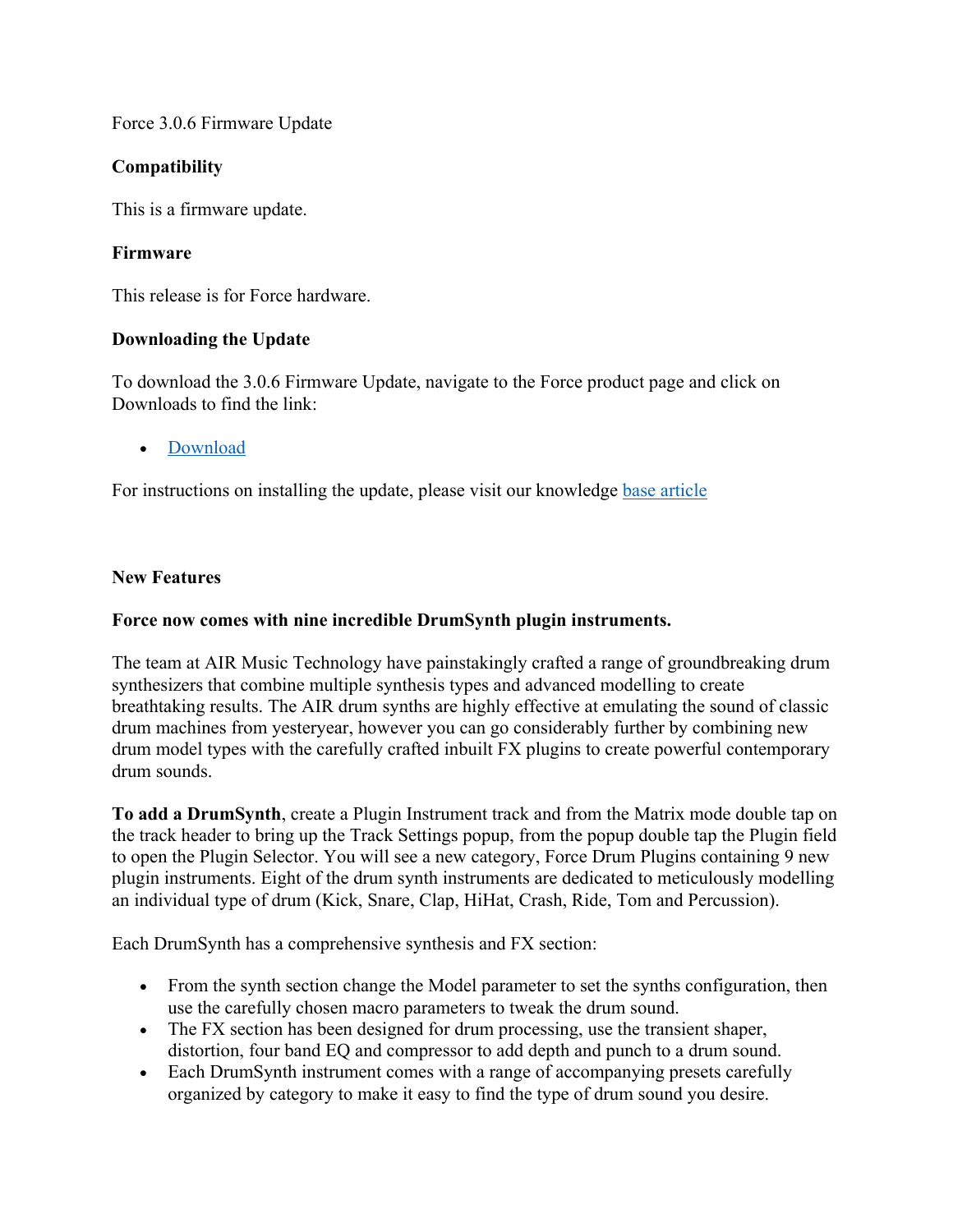Force 3.0.6 Firmware Update

**Compatibility**

This is a firmware update.

**Firmware**

This release is for Force hardware.

**Downloading the Update**

To download the 3.0.6 Firmware Update, navigate to the Force product page and click on Downloads to find the link:

- Download

For instructions on installing the update, please visit our knowledge base article

**New Features**

**Force now comes with nine incredible DrumSynth plugin instruments.**

The team at AIR Music Technology have painstakingly crafted a range of groundbreaking drum synthesizers that combine multiple synthesis types and advanced modelling to create breathtaking results. The AIR drum synths are highly effective at emulating the sound of classic drum machines from yesteryear, however you can go considerably further by combining new drum model types with the carefully crafted inbuilt FX plugins to create powerful contemporary drum sounds.

**To add a DrumSynth**, create a Plugin Instrument track and from the Matrix mode double tap on the track header to bring up the Track Settings popup, from the popup double tap the Plugin field to open the Plugin Selector. You will see a new category, Force Drum Plugins containing 9 new plugin instruments. Eight of the drum synth instruments are dedicated to meticulously modelling an individual type of drum (Kick, Snare, Clap, HiHat, Crash, Ride, Tom and Percussion).

Each DrumSynth has a comprehensive synthesis and FX section:

- From the synth section change the Model parameter to set the synths configuration, then use the carefully chosen macro parameters to tweak the drum sound.
- The FX section has been designed for drum processing, use the transient shaper, distortion, four band EQ and compressor to add depth and punch to a drum sound.
- Each DrumSynth instrument comes with a range of accompanying presets carefully organized by category to make it easy to find the type of drum sound you desire.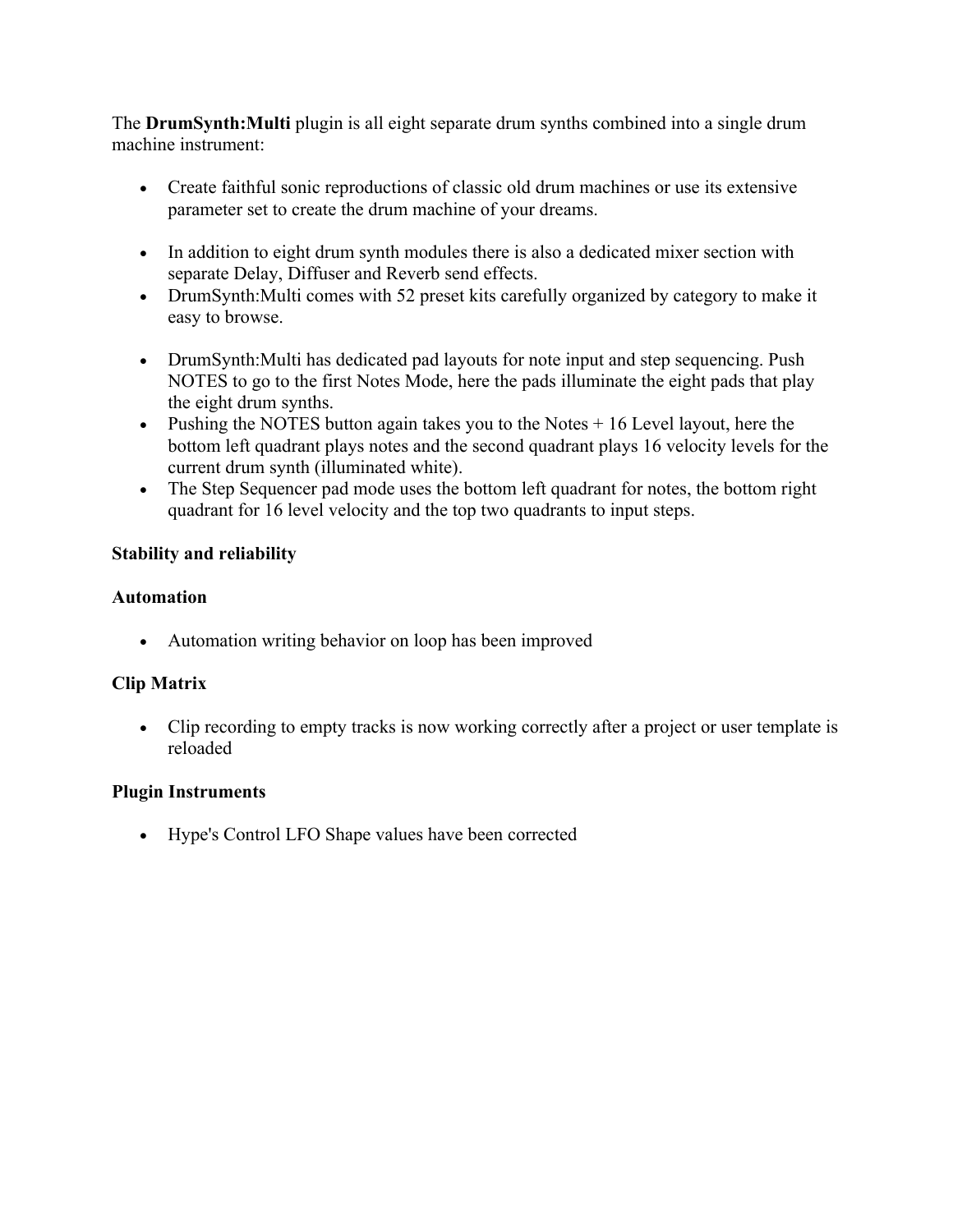The **DrumSynth:Multi** plugin is all eight separate drum synths combined into a single drum machine instrument:

- Create faithful sonic reproductions of classic old drum machines or use its extensive parameter set to create the drum machine of your dreams.
- In addition to eight drum synth modules there is also a dedicated mixer section with separate Delay, Diffuser and Reverb send effects.
- DrumSynth:Multi comes with 52 preset kits carefully organized by category to make it easy to browse.
- DrumSynth:Multi has dedicated pad layouts for note input and step sequencing. Push NOTES to go to the first Notes Mode, here the pads illuminate the eight pads that play the eight drum synths.
- Pushing the NOTES button again takes you to the Notes + 16 Level layout, here the bottom left quadrant plays notes and the second quadrant plays 16 velocity levels for the current drum synth (illuminated white).
- The Step Sequencer pad mode uses the bottom left quadrant for notes, the bottom right quadrant for 16 level velocity and the top two quadrants to input steps.

**Stability and reliability**

**Automation**

- Automation writing behavior on loop has been improved

**Clip Matrix**

- Clip recording to empty tracks is now working correctly after a project or user template is reloaded

**Plugin Instruments**

- Hype's Control LFO Shape values have been corrected